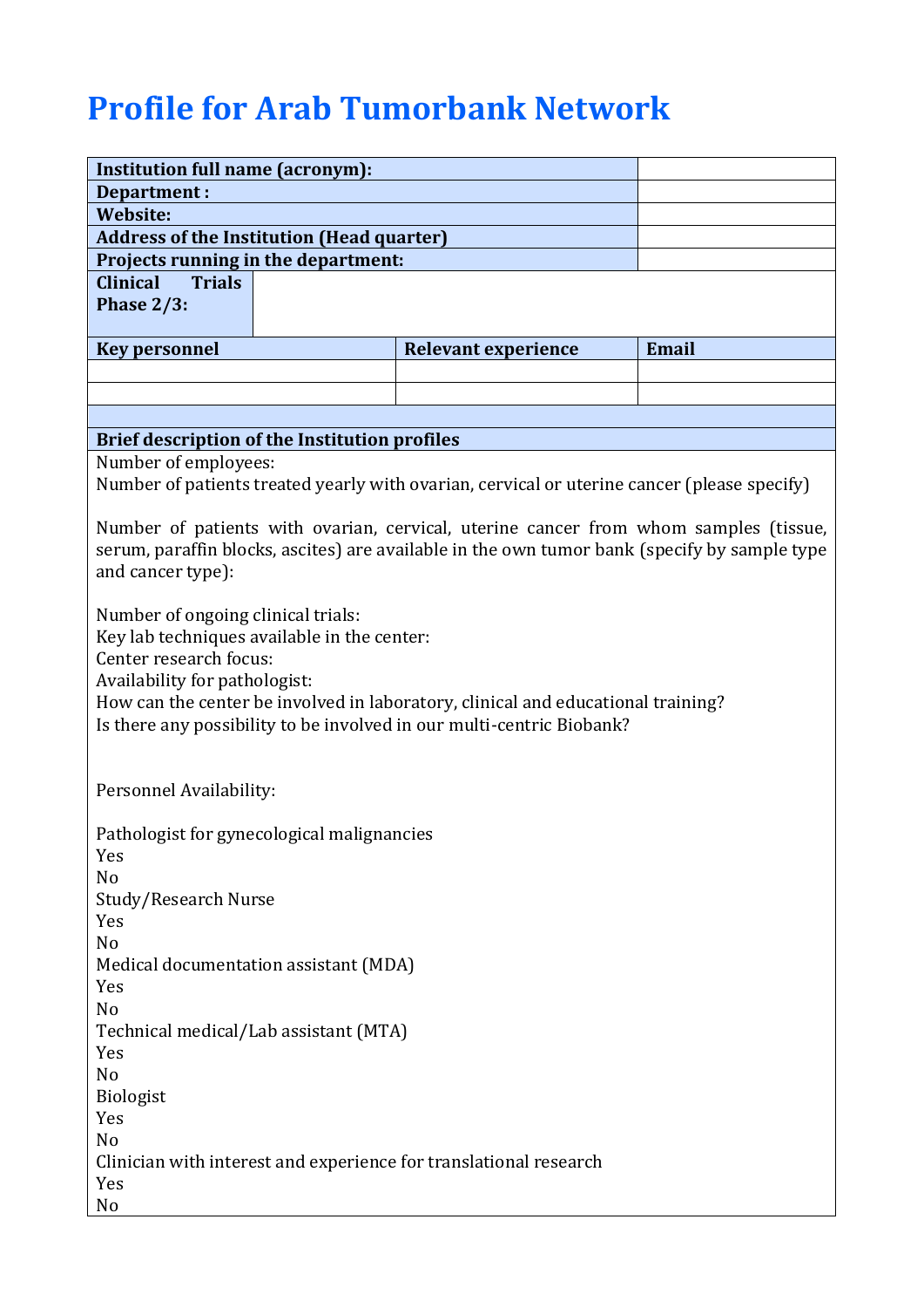# Profile for Arab Tumorbank Network

| **Institution full name (acronym):** | | |
|---|---|---|
| **Department :** | | |
| **Website:** | | |
| **Address of the Institution (Head quarter)** | | |
| **Projects running in the department:** | | |
| **Clinical Trials Phase 2/3:** | | |
| **Key personnel** | **Relevant experience** | **Email** |
| | | |
| | | |
| | | |

| **Brief description of the Institution profiles** |
|---|
| Number of employees:<br>Number of patients treated yearly with ovarian, cervical or uterine cancer (please specify)<br><br>Number of patients with ovarian, cervical, uterine cancer from whom samples (tissue, serum, paraffin blocks, ascites) are available in the own tumor bank (specify by sample type and cancer type):<br><br>Number of ongoing clinical trials:<br>Key lab techniques available in the center:<br>Center research focus:<br>Availability for pathologist:<br>How can the center be involved in laboratory, clinical and educational training?<br>Is there any possibility to be involved in our multi-centric Biobank?<br><br>Personnel Availability:<br><br>Pathologist for gynecological malignancies<br>Yes<br>No<br>Study/Research Nurse<br>Yes<br>No<br>Medical documentation assistant (MDA)<br>Yes<br>No<br>Technical medical/Lab assistant (MTA)<br>Yes<br>No<br>Biologist<br>Yes<br>No<br>Clinician with interest and experience for translational research<br>Yes<br>No |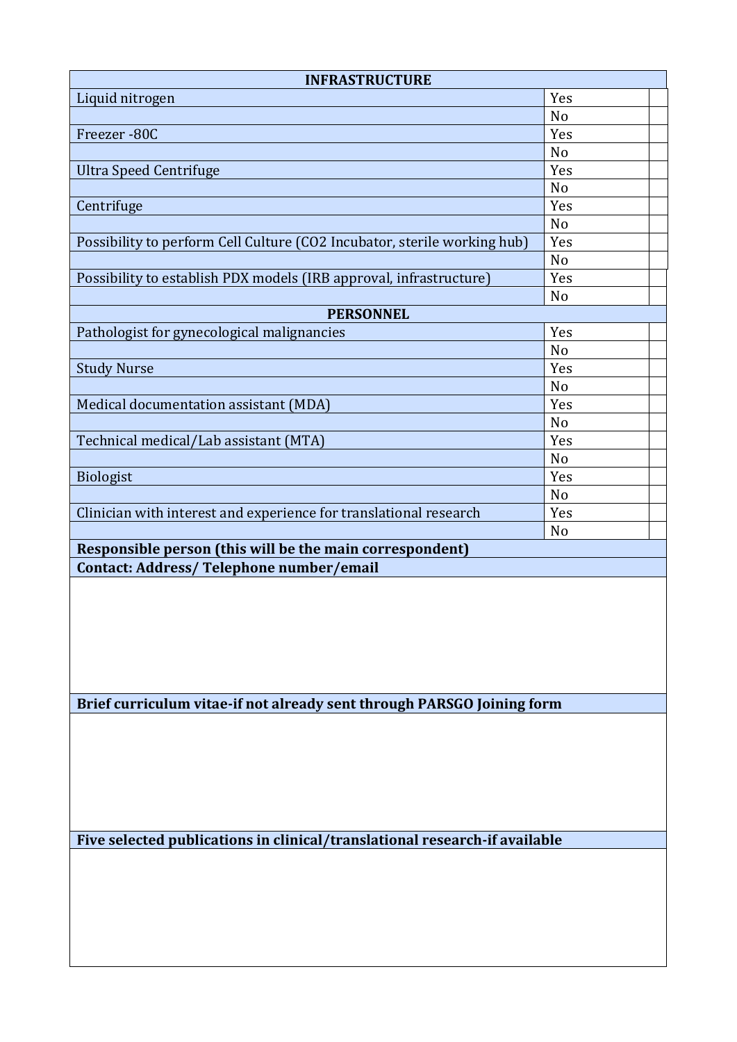| | | |
|---|---|---|
| **INFRASTRUCTURE** | | |
| Liquid nitrogen | Yes | |
| | No | |
| Freezer -80C | Yes | |
| | No | |
| Ultra Speed Centrifuge | Yes | |
| | No | |
| Centrifuge | Yes | |
| | No | |
| Possibility to perform Cell Culture ($CO_2$ Incubator, sterile working hub) | Yes | |
| | No | |
| Possibility to establish PDX models (IRB approval, infrastructure) | Yes | |
| | No | |
| **PERSONNEL** | | |
| Pathologist for gynecological malignancies | Yes | |
| | No | |
| Study Nurse | Yes | |
| | No | |
| Medical documentation assistant (MDA) | Yes | |
| | No | |
| Technical medical/Lab assistant (MTA) | Yes | |
| | No | |
| Biologist | Yes | |
| | No | |
| Clinician with interest and experience for translational research | Yes | |
| | No | |

**Responsible person (this will be the main correspondent)**

**Contact: Address/ Telephone number/email**

**Brief curriculum vitae-if not already sent through PARSGO Joining form**

**Five selected publications in clinical/translational research-if available**